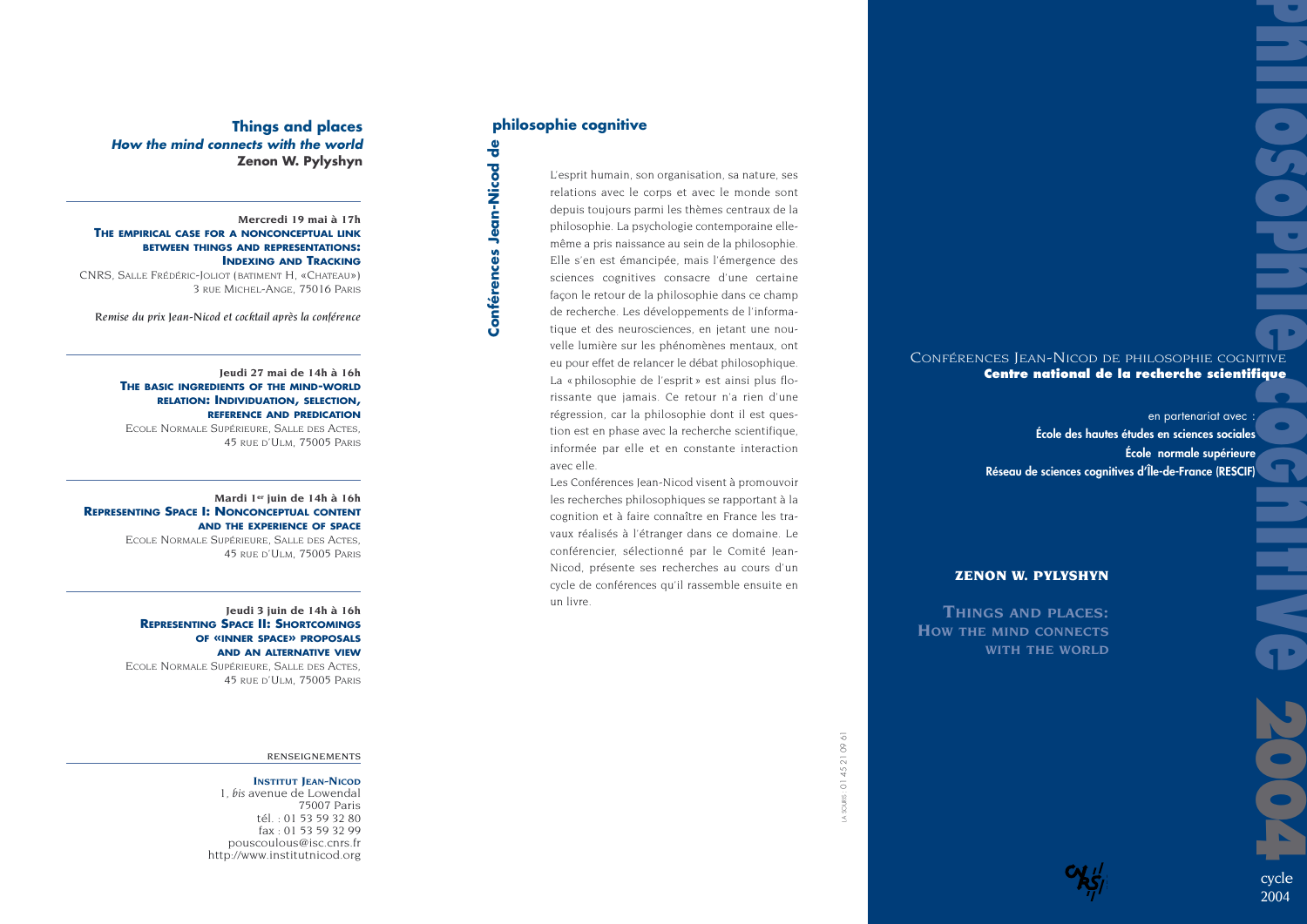## Things and places

### *How the mind connects with the world*

**Zenon W. Pylyshyn**

---

**Mercredi 19 mai à 17h**

**THE EMPIRICAL CASE FOR A NONCONCEPTUAL LINK BETWEEN THINGS AND REPRESENTATIONS: INDEXING AND TRACKING**

CNRS, SALLE FRÉDÉRIC-JOLIOT (BATIMENT H, «CHATEAU»)
3 RUE MICHEL-ANGE, 75016 PARIS

*Remise du prix Jean-Nicod et cocktail après la conférence*

---

**Jeudi 27 mai de 14h à 16h**

**THE BASIC INGREDIENTS OF THE MIND-WORLD RELATION: INDIVIDUATION, SELECTION, REFERENCE AND PREDICATION**

ECOLE NORMALE SUPÉRIEURE, SALLE DES ACTES,
45 RUE D'ULM, 75005 PARIS

---

**Mardi 1er juin de 14h à 16h**

**REPRESENTING SPACE I: NONCONCEPTUAL CONTENT AND THE EXPERIENCE OF SPACE**

ECOLE NORMALE SUPÉRIEURE, SALLE DES ACTES,
45 RUE D'ULM, 75005 PARIS

---

**Jeudi 3 juin de 14h à 16h**

**REPRESENTING SPACE II: SHORTCOMINGS OF «INNER SPACE» PROPOSALS AND AN ALTERNATIVE VIEW**

ECOLE NORMALE SUPÉRIEURE, SALLE DES ACTES,
45 RUE D'ULM, 75005 PARIS

---

RENSEIGNEMENTS

**INSTITUT JEAN-NICOD**
1, *bis* avenue de Lowendal
75007 Paris
tél. : 01 53 59 32 80
fax : 01 53 59 32 99
pouscoulous@isc.cnrs.fr
http://www.institutnicod.org

---

## Conférences Jean-Nicod de philosophie cognitive

L'esprit humain, son organisation, sa nature, ses relations avec le corps et avec le monde sont depuis toujours parmi les thèmes centraux de la philosophie. La psychologie contemporaine elle-même a pris naissance au sein de la philosophie. Elle s'en est émancipée, mais l'émergence des sciences cognitives consacre d'une certaine façon le retour de la philosophie dans ce champ de recherche. Les développements de l'informatique et des neurosciences, en jetant une nouvelle lumière sur les phénomènes mentaux, ont eu pour effet de relancer le débat philosophique. La « philosophie de l'esprit » est ainsi plus florissante que jamais. Ce retour n'a rien d'une régression, car la philosophie dont il est question est en phase avec la recherche scientifique, informée par elle et en constante interaction avec elle.

Les Conférences Jean-Nicod visent à promouvoir les recherches philosophiques se rapportant à la cognition et à faire connaître en France les travaux réalisés à l'étranger dans ce domaine. Le conférencier, sélectionné par le Comité Jean-Nicod, présente ses recherches au cours d'un cycle de conférences qu'il rassemble ensuite en un livre.

LA SOURIS : 01 45 21 09 61

---

# philosophie cognitive 2004

CONFÉRENCES JEAN-NICOD DE PHILOSOPHIE COGNITIVE
**Centre national de la recherche scientifique**

en partenariat avec :
**École des hautes études en sciences sociales**
**École normale supérieure**
**Réseau de sciences cognitives d'Île-de-France (RESCIF)**

**ZENON W. PYLYSHYN**

**THINGS AND PLACES: HOW THE MIND CONNECTS WITH THE WORLD**

cycle
2004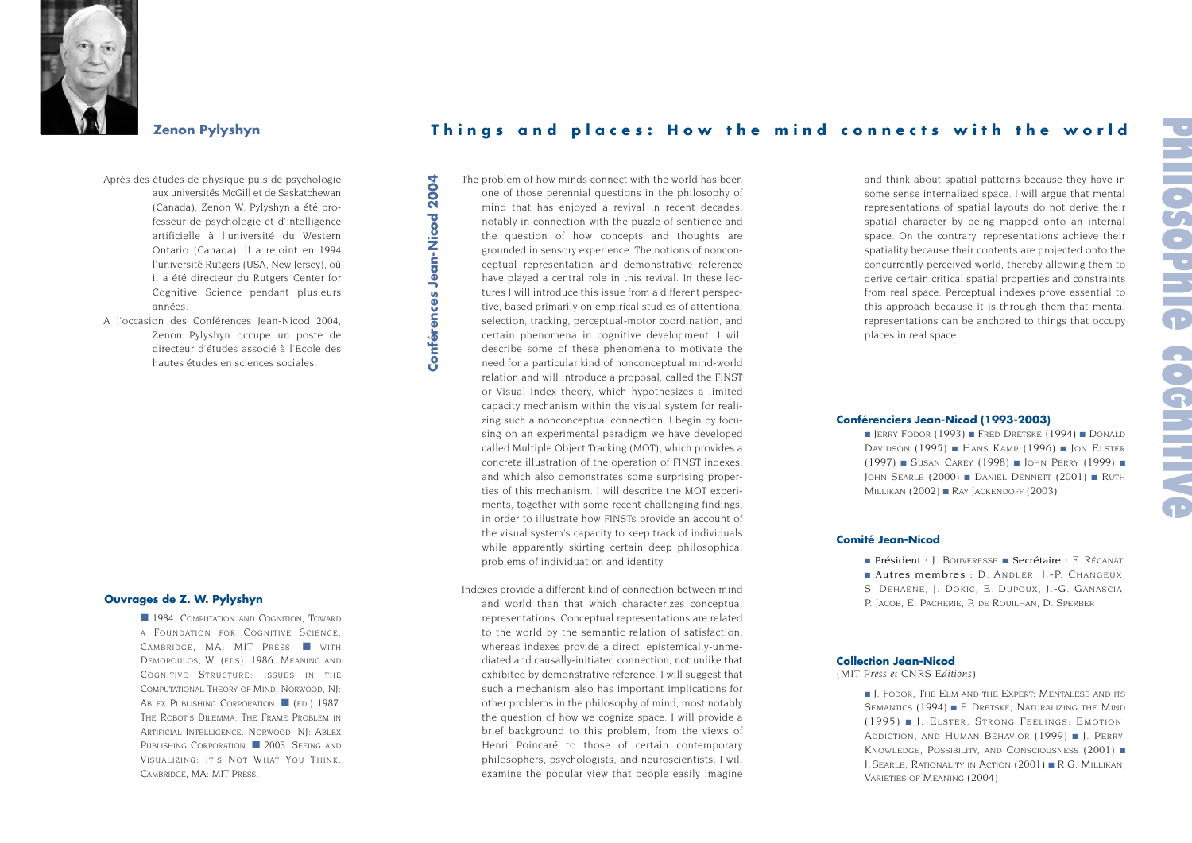## Zenon Pylyshyn

Après des études de physique puis de psychologie aux universités McGill et de Saskatchewan (Canada), Zenon W. Pylyshyn a été professeur de psychologie et d'intelligence artificielle à l'université du Western Ontario (Canada). Il a rejoint en 1994 l'université Rutgers (USA, New Jersey), où il a été directeur du Rutgers Center for Cognitive Science pendant plusieurs années.

A l'occasion des Conférences Jean-Nicod 2004, Zenon Pylyshyn occupe un poste de directeur d'études associé à l'Ecole des hautes études en sciences sociales.

### Ouvrages de Z. W. Pylyshyn

■ 1984. Computation and Cognition, Toward a Foundation for Cognitive Science. Cambridge, MA: MIT Press. ■ with Demopoulos, W. (eds). 1986. Meaning and Cognitive Structure: Issues in the Computational Theory of Mind. Norwood, NJ: Ablex Publishing Corporation. ■ (ed.) 1987. The Robot's Dilemma: The Frame Problem in Artificial Intelligence. Norwood, NJ: Ablex Publishing Corporation. ■ 2003. Seeing and Visualizing: It's Not What You Think. Cambridge, MA: MIT Press.

# Things and places: How the mind connects with the world

**Conférences Jean-Nicod 2004**

The problem of how minds connect with the world has been one of those perennial questions in the philosophy of mind that has enjoyed a revival in recent decades, notably in connection with the puzzle of sentience and the question of how concepts and thoughts are grounded in sensory experience. The notions of nonconceptual representation and demonstrative reference have played a central role in this revival. In these lectures I will introduce this issue from a different perspective, based primarily on empirical studies of attentional selection, tracking, perceptual-motor coordination, and certain phenomena in cognitive development. I will describe some of these phenomena to motivate the need for a particular kind of nonconceptual mind-world relation and will introduce a proposal, called the FINST or Visual Index theory, which hypothesizes a limited capacity mechanism within the visual system for realizing such a nonconceptual connection. I begin by focusing on an experimental paradigm we have developed called Multiple Object Tracking (MOT), which provides a concrete illustration of the operation of FINST indexes, and which also demonstrates some surprising properties of this mechanism. I will describe the MOT experiments, together with some recent challenging findings, in order to illustrate how FINSTs provide an account of the visual system's capacity to keep track of individuals while apparently skirting certain deep philosophical problems of individuation and identity.

Indexes provide a different kind of connection between mind and world than that which characterizes conceptual representations. Conceptual representations are related to the world by the semantic relation of satisfaction, whereas indexes provide a direct, epistemically-unmediated and causally-initiated connection, not unlike that exhibited by demonstrative reference. I will suggest that such a mechanism also has important implications for other problems in the philosophy of mind, most notably the question of how we cognize space. I will provide a brief background to this problem, from the views of Henri Poincaré to those of certain contemporary philosophers, psychologists, and neuroscientists. I will examine the popular view that people easily imagine and think about spatial patterns because they have in some sense internalized space. I will argue that mental representations of spatial layouts do not derive their spatial character by being mapped onto an internal space. On the contrary, representations achieve their spatiality because their contents are projected onto the concurrently-perceived world, thereby allowing them to derive certain critical spatial properties and constraints from real space. Perceptual indexes prove essential to this approach because it is through them that mental representations can be anchored to things that occupy places in real space.

### Conférenciers Jean-Nicod (1993-2003)

■ Jerry Fodor (1993) ■ Fred Dretske (1994) ■ Donald Davidson (1995) ■ Hans Kamp (1996) ■ Jon Elster (1997) ■ Susan Carey (1998) ■ John Perry (1999) ■ John Searle (2000) ■ Daniel Dennett (2001) ■ Ruth Millikan (2002) ■ Ray Jackendoff (2003)

### Comité Jean-Nicod

■ Président : J. Bouveresse ■ Secrétaire : F. Récanati
■ Autres membres : D. Andler, J.-P. Changeux, S. Dehaene, J. Dokic, E. Dupoux, J.-G. Ganascia, P. Jacob, E. Pacherie, P. de Rouilhan, D. Sperber

### Collection Jean-Nicod

(MIT *Press et* CNRS *Editions*)

■ J. Fodor, The Elm and the Expert: Mentalese and its Semantics (1994) ■ F. Dretske, Naturalizing the Mind (1995) ■ J. Elster, Strong Feelings: Emotion, Addiction, and Human Behavior (1999) ■ J. Perry, Knowledge, Possibility, and Consciousness (2001) ■ J. Searle, Rationality in Action (2001) ■ R.G. Millikan, Varieties of Meaning (2004)

Philosophie cognitive